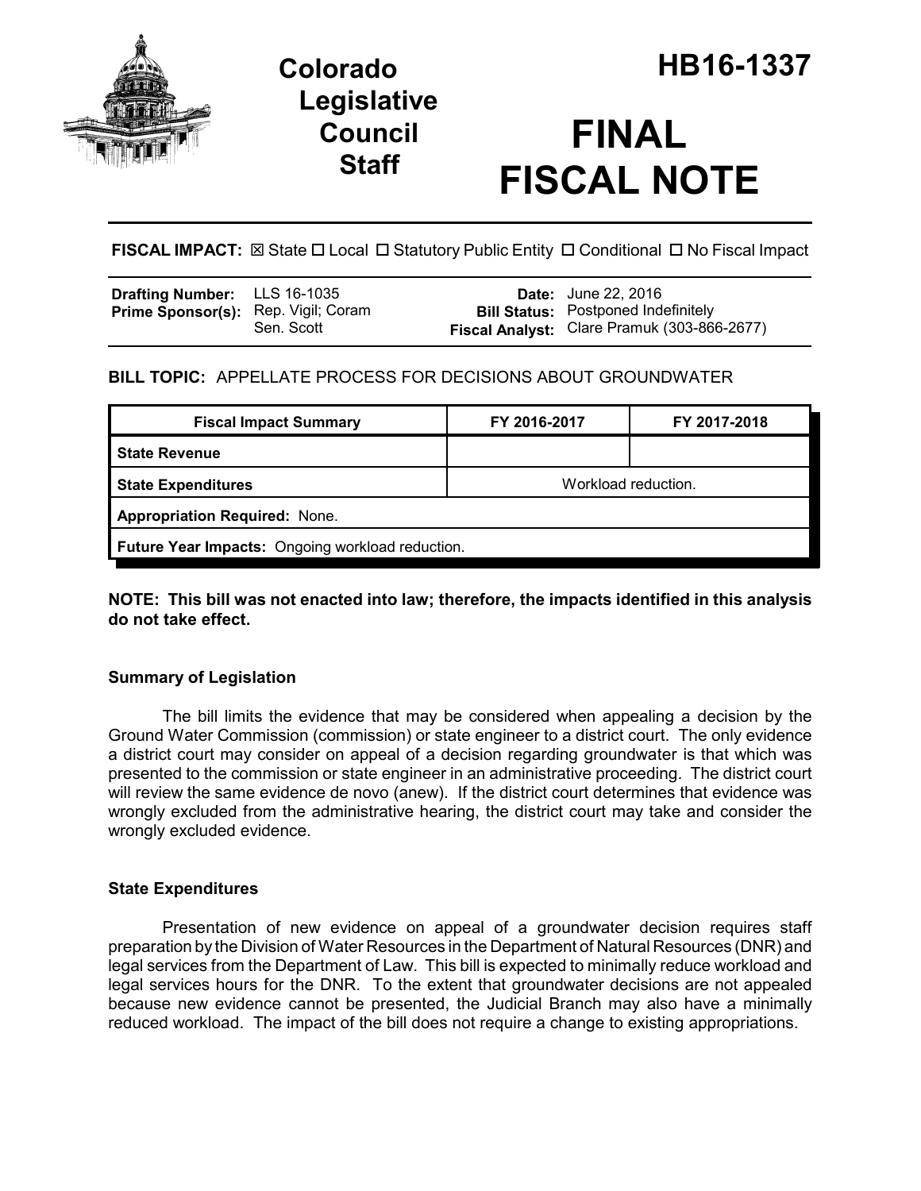# Colorado Legislative Council Staff

# HB16-1337

# FINAL FISCAL NOTE

**FISCAL IMPACT:** ☒ State ☐ Local ☐ Statutory Public Entity ☐ Conditional ☐ No Fiscal Impact

| | | | |
|---|---|---|---|
| **Drafting Number:** | LLS 16-1035 | **Date:** | June 22, 2016 |
| **Prime Sponsor(s):** | Rep. Vigil; Coram<br>Sen. Scott | **Bill Status:** | Postponed Indefinitely |
| | | **Fiscal Analyst:** | Clare Pramuk (303-866-2677) |

**BILL TOPIC:** APPELLATE PROCESS FOR DECISIONS ABOUT GROUNDWATER

| Fiscal Impact Summary | FY 2016-2017 | FY 2017-2018 |
|---|---|---|
| **State Revenue** | | |
| **State Expenditures** | Workload reduction. | |
| **Appropriation Required:** None. | | |
| **Future Year Impacts:** Ongoing workload reduction. | | |

**NOTE: This bill was not enacted into law; therefore, the impacts identified in this analysis do not take effect.**

### Summary of Legislation

The bill limits the evidence that may be considered when appealing a decision by the Ground Water Commission (commission) or state engineer to a district court. The only evidence a district court may consider on appeal of a decision regarding groundwater is that which was presented to the commission or state engineer in an administrative proceeding. The district court will review the same evidence de novo (anew). If the district court determines that evidence was wrongly excluded from the administrative hearing, the district court may take and consider the wrongly excluded evidence.

### State Expenditures

Presentation of new evidence on appeal of a groundwater decision requires staff preparation by the Division of Water Resources in the Department of Natural Resources (DNR) and legal services from the Department of Law. This bill is expected to minimally reduce workload and legal services hours for the DNR. To the extent that groundwater decisions are not appealed because new evidence cannot be presented, the Judicial Branch may also have a minimally reduced workload. The impact of the bill does not require a change to existing appropriations.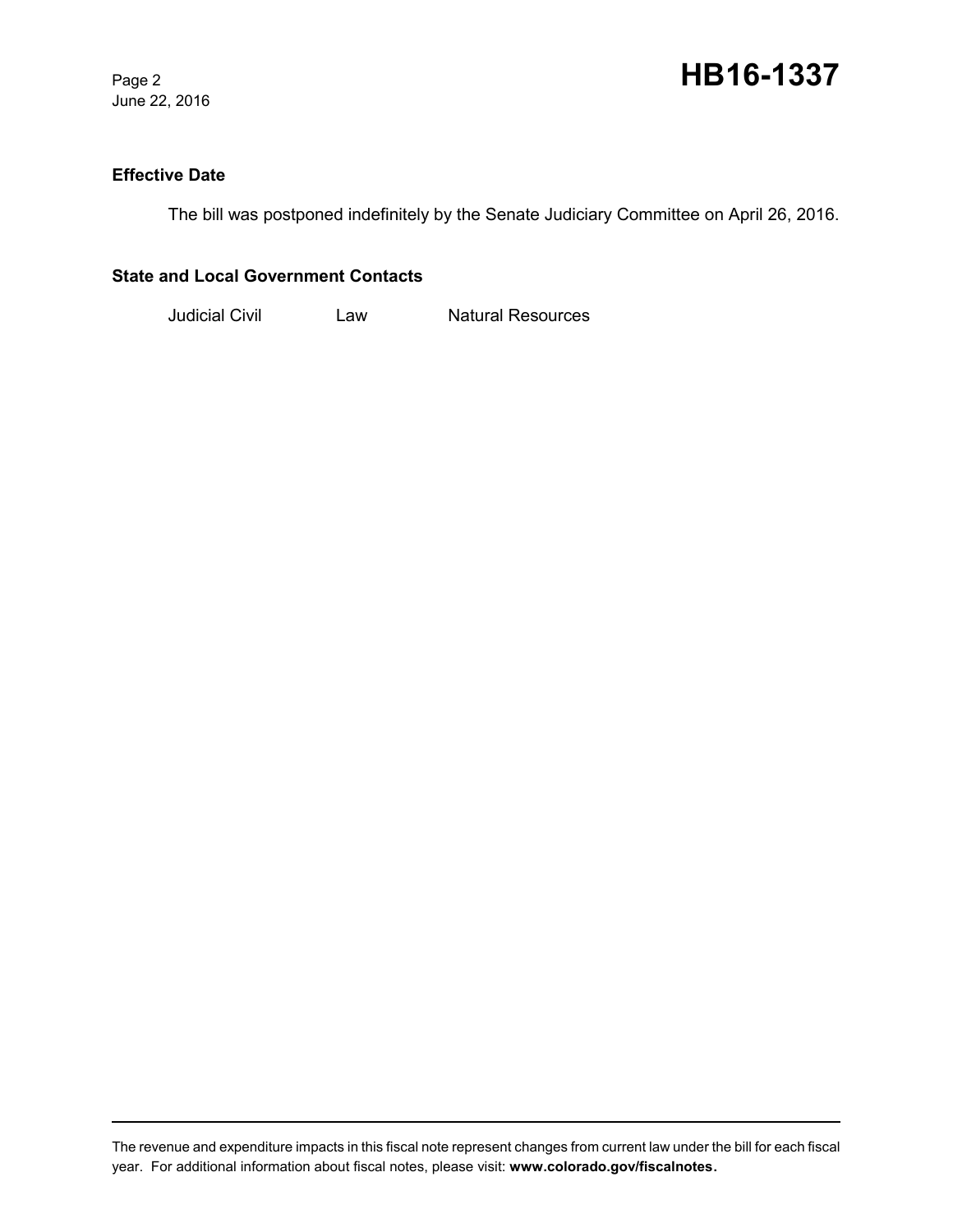### Effective Date

The bill was postponed indefinitely by the Senate Judiciary Committee on April 26, 2016.

### State and Local Government Contacts

| | | |
|---|---|---|
| Judicial Civil | Law | Natural Resources |

The revenue and expenditure impacts in this fiscal note represent changes from current law under the bill for each fiscal year. For additional information about fiscal notes, please visit: **www.colorado.gov/fiscalnotes.**